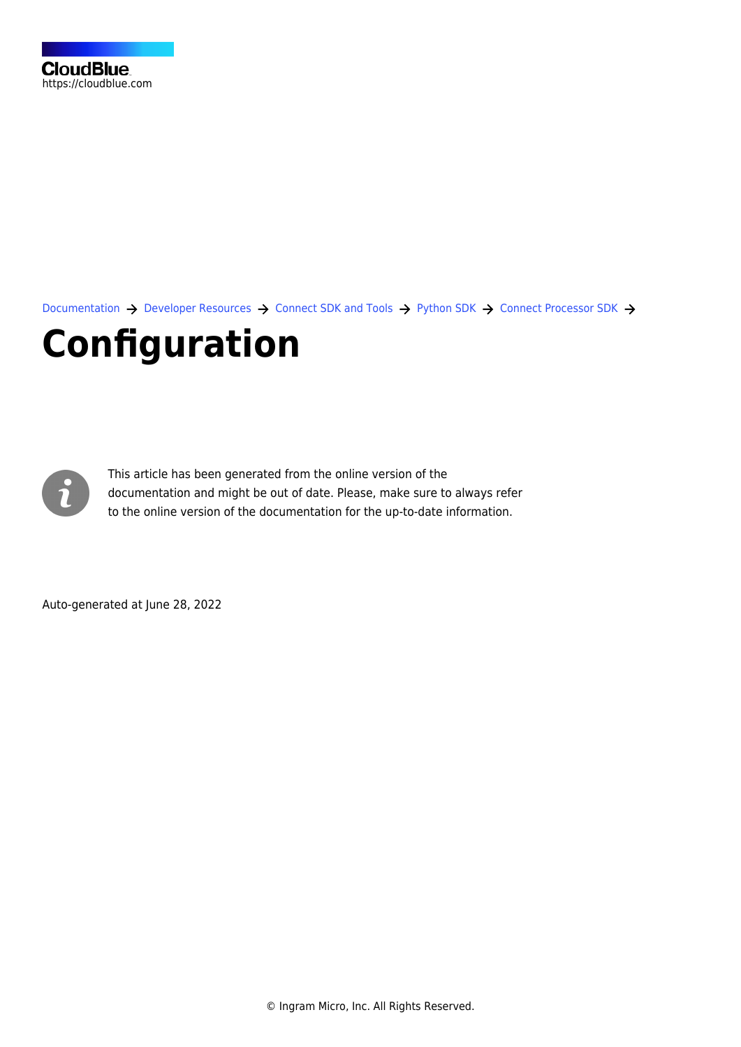CloudBlue
https://cloudblue.com

Documentation → Developer Resources → Connect SDK and Tools → Python SDK → Connect Processor SDK →

# Configuration

This article has been generated from the online version of the documentation and might be out of date. Please, make sure to always refer to the online version of the documentation for the up-to-date information.

Auto-generated at June 28, 2022

© Ingram Micro, Inc. All Rights Reserved.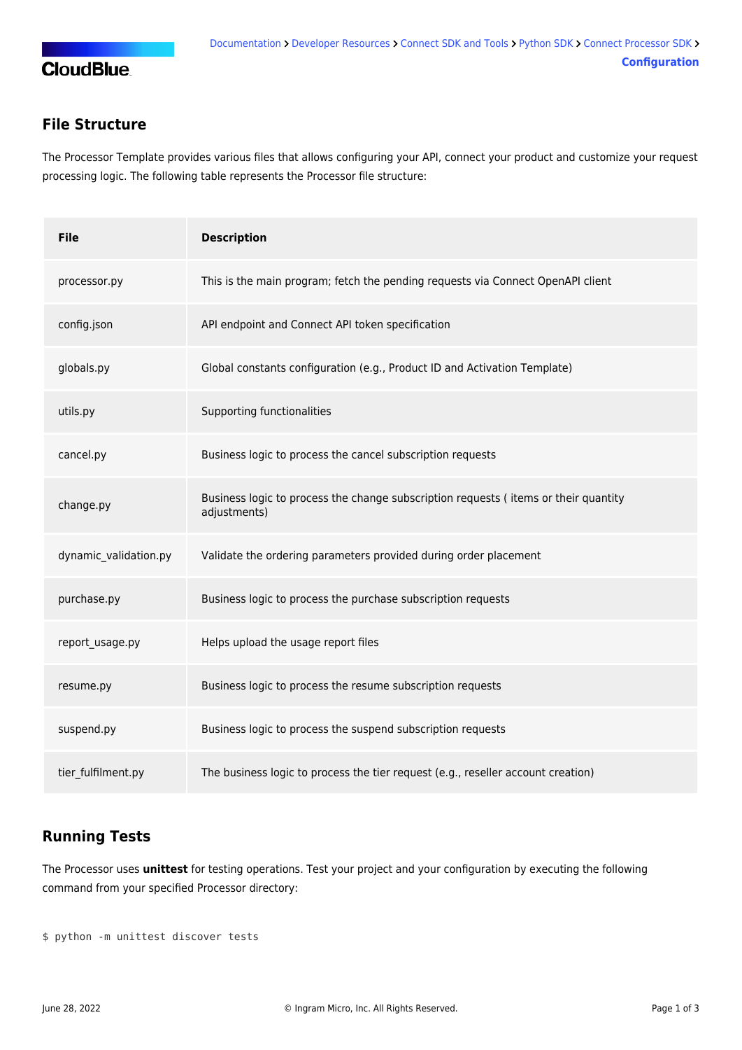## File Structure

The Processor Template provides various files that allows configuring your API, connect your product and customize your request processing logic. The following table represents the Processor file structure:

| File | Description |
|---|---|
| processor.py | This is the main program; fetch the pending requests via Connect OpenAPI client |
| config.json | API endpoint and Connect API token specification |
| globals.py | Global constants configuration (e.g., Product ID and Activation Template) |
| utils.py | Supporting functionalities |
| cancel.py | Business logic to process the cancel subscription requests |
| change.py | Business logic to process the change subscription requests ( items or their quantity adjustments) |
| dynamic_validation.py | Validate the ordering parameters provided during order placement |
| purchase.py | Business logic to process the purchase subscription requests |
| report_usage.py | Helps upload the usage report files |
| resume.py | Business logic to process the resume subscription requests |
| suspend.py | Business logic to process the suspend subscription requests |
| tier_fulfilment.py | The business logic to process the tier request (e.g., reseller account creation) |

## Running Tests

The Processor uses **unittest** for testing operations. Test your project and your configuration by executing the following command from your specified Processor directory:

```
$ python -m unittest discover tests
```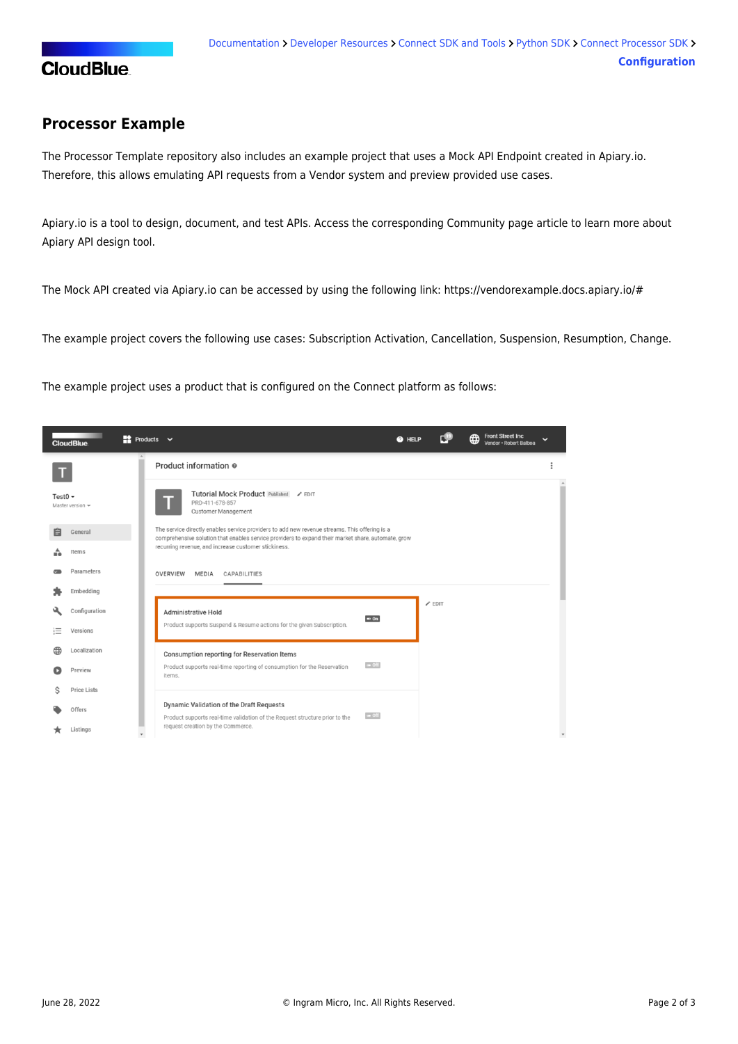## Processor Example

The Processor Template repository also includes an example project that uses a Mock API Endpoint created in Apiary.io. Therefore, this allows emulating API requests from a Vendor system and preview provided use cases.

Apiary.io is a tool to design, document, and test APIs. Access the corresponding Community page article to learn more about Apiary API design tool.

The Mock API created via Apiary.io can be accessed by using the following link: https://vendorexample.docs.apiary.io/#

The example project covers the following use cases: Subscription Activation, Cancellation, Suspension, Resumption, Change.

The example project uses a product that is configured on the Connect platform as follows: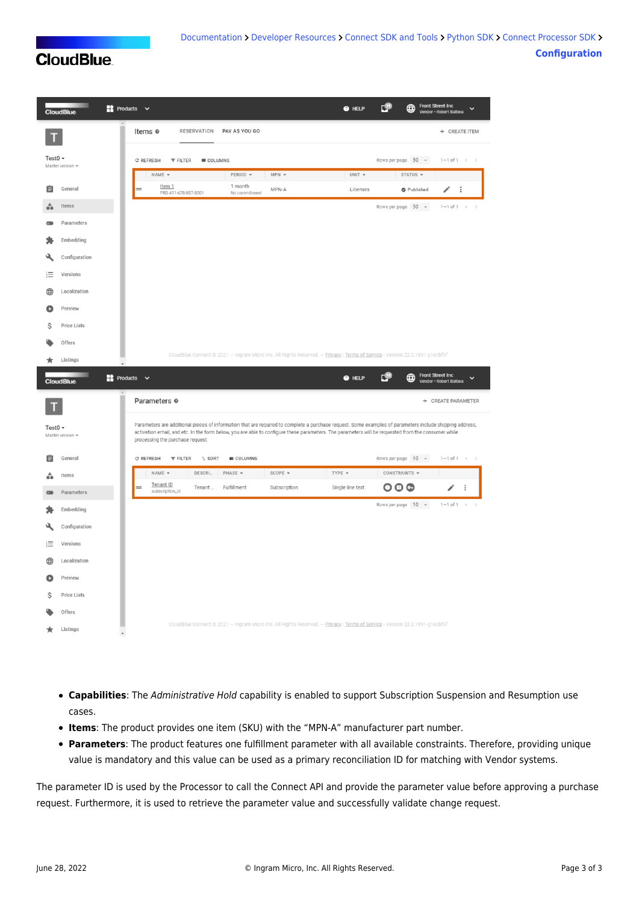- **Capabilities**: The *Administrative Hold* capability is enabled to support Subscription Suspension and Resumption use cases.
- **Items**: The product provides one item (SKU) with the “MPN-A” manufacturer part number.
- **Parameters**: The product features one fulfillment parameter with all available constraints. Therefore, providing unique value is mandatory and this value can be used as a primary reconciliation ID for matching with Vendor systems.

The parameter ID is used by the Processor to call the Connect API and provide the parameter value before approving a purchase request. Furthermore, it is used to retrieve the parameter value and successfully validate change request.